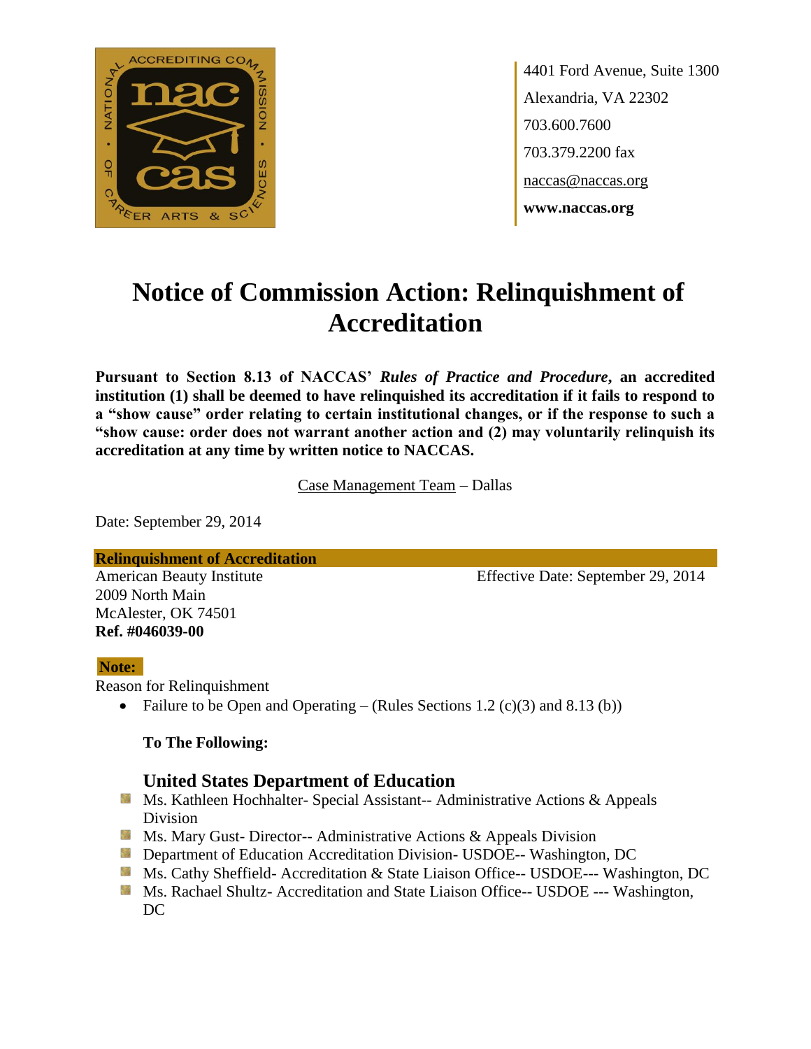4401 Ford Avenue, Suite 1300
Alexandria, VA 22302
703.600.7600
703.379.2200 fax
naccas@naccas.org
**www.naccas.org**

# Notice of Commission Action: Relinquishment of Accreditation

**Pursuant to Section 8.13 of NACCAS' *Rules of Practice and Procedure*, an accredited institution (1) shall be deemed to have relinquished its accreditation if it fails to respond to a "show cause" order relating to certain institutional changes, or if the response to such a "show cause: order does not warrant another action and (2) may voluntarily relinquish its accreditation at any time by written notice to NACCAS.**

Case Management Team – Dallas

Date: September 29, 2014

**Relinquishment of Accreditation**

American Beauty Institute
2009 North Main
McAlester, OK 74501
**Ref. #046039-00**

Effective Date: September 29, 2014

**Note:**

Reason for Relinquishment

- Failure to be Open and Operating – (Rules Sections 1.2 (c)(3) and 8.13 (b))

**To The Following:**

### United States Department of Education

- Ms. Kathleen Hochhalter- Special Assistant-- Administrative Actions & Appeals Division
- Ms. Mary Gust- Director-- Administrative Actions & Appeals Division
- Department of Education Accreditation Division- USDOE-- Washington, DC
- Ms. Cathy Sheffield- Accreditation & State Liaison Office-- USDOE--- Washington, DC
- Ms. Rachael Shultz- Accreditation and State Liaison Office-- USDOE --- Washington, DC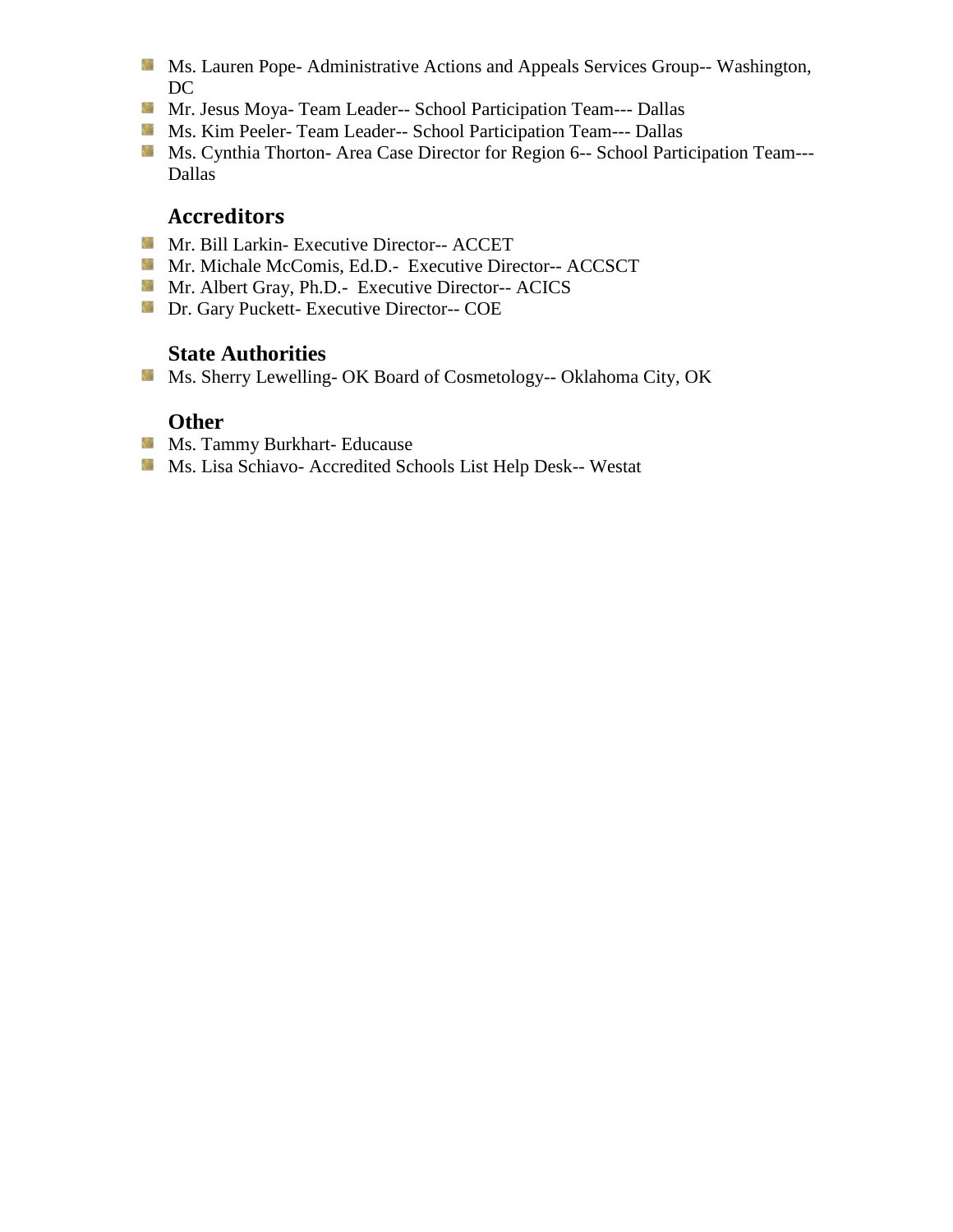- Ms. Lauren Pope- Administrative Actions and Appeals Services Group-- Washington, DC
- Mr. Jesus Moya- Team Leader-- School Participation Team--- Dallas
- Ms. Kim Peeler- Team Leader-- School Participation Team--- Dallas
- Ms. Cynthia Thorton- Area Case Director for Region 6-- School Participation Team--- Dallas

### Accreditors

- Mr. Bill Larkin- Executive Director-- ACCET
- Mr. Michale McComis, Ed.D.- Executive Director-- ACCSCT
- Mr. Albert Gray, Ph.D.- Executive Director-- ACICS
- Dr. Gary Puckett- Executive Director-- COE

### State Authorities

- Ms. Sherry Lewelling- OK Board of Cosmetology-- Oklahoma City, OK

### Other

- Ms. Tammy Burkhart- Educause
- Ms. Lisa Schiavo- Accredited Schools List Help Desk-- Westat